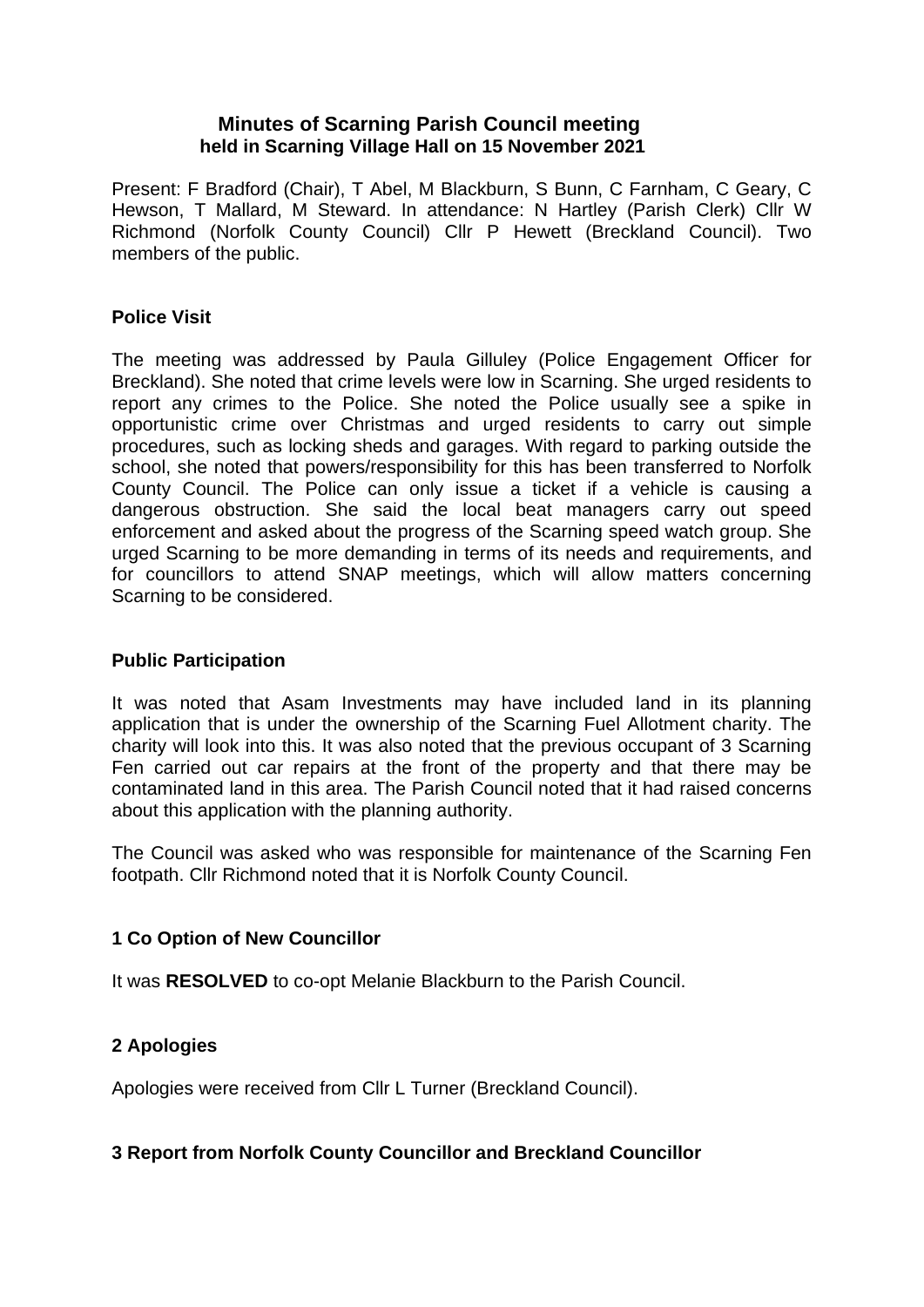# Minutes of Scarning Parish Council meeting
## held in Scarning Village Hall on 15 November 2021

Present: F Bradford (Chair), T Abel, M Blackburn, S Bunn, C Farnham, C Geary, C Hewson, T Mallard, M Steward. In attendance: N Hartley (Parish Clerk) Cllr W Richmond (Norfolk County Council) Cllr P Hewett (Breckland Council). Two members of the public.

### Police Visit

The meeting was addressed by Paula Gilluley (Police Engagement Officer for Breckland). She noted that crime levels were low in Scarning. She urged residents to report any crimes to the Police. She noted the Police usually see a spike in opportunistic crime over Christmas and urged residents to carry out simple procedures, such as locking sheds and garages. With regard to parking outside the school, she noted that powers/responsibility for this has been transferred to Norfolk County Council. The Police can only issue a ticket if a vehicle is causing a dangerous obstruction. She said the local beat managers carry out speed enforcement and asked about the progress of the Scarning speed watch group. She urged Scarning to be more demanding in terms of its needs and requirements, and for councillors to attend SNAP meetings, which will allow matters concerning Scarning to be considered.

### Public Participation

It was noted that Asam Investments may have included land in its planning application that is under the ownership of the Scarning Fuel Allotment charity. The charity will look into this. It was also noted that the previous occupant of 3 Scarning Fen carried out car repairs at the front of the property and that there may be contaminated land in this area. The Parish Council noted that it had raised concerns about this application with the planning authority.

The Council was asked who was responsible for maintenance of the Scarning Fen footpath. Cllr Richmond noted that it is Norfolk County Council.

### 1 Co Option of New Councillor

It was **RESOLVED** to co-opt Melanie Blackburn to the Parish Council.

### 2 Apologies

Apologies were received from Cllr L Turner (Breckland Council).

### 3 Report from Norfolk County Councillor and Breckland Councillor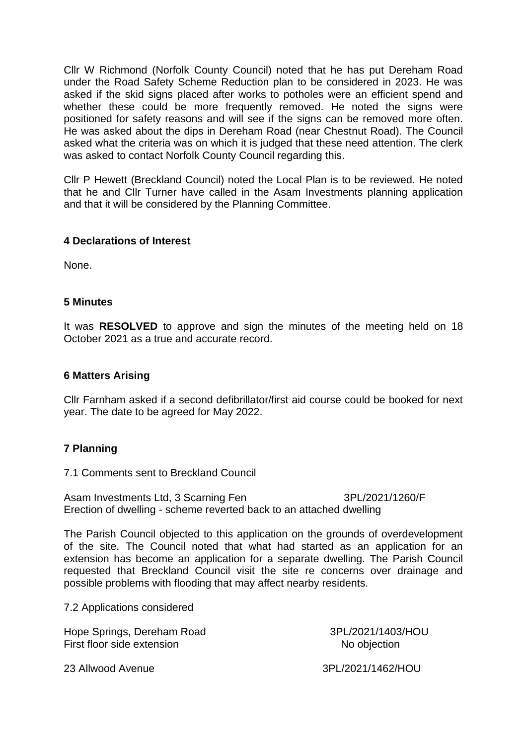Cllr W Richmond (Norfolk County Council) noted that he has put Dereham Road under the Road Safety Scheme Reduction plan to be considered in 2023. He was asked if the skid signs placed after works to potholes were an efficient spend and whether these could be more frequently removed. He noted the signs were positioned for safety reasons and will see if the signs can be removed more often. He was asked about the dips in Dereham Road (near Chestnut Road). The Council asked what the criteria was on which it is judged that these need attention. The clerk was asked to contact Norfolk County Council regarding this.

Cllr P Hewett (Breckland Council) noted the Local Plan is to be reviewed. He noted that he and Cllr Turner have called in the Asam Investments planning application and that it will be considered by the Planning Committee.

### 4 Declarations of Interest

None.

### 5 Minutes

It was **RESOLVED** to approve and sign the minutes of the meeting held on 18 October 2021 as a true and accurate record.

### 6 Matters Arising

Cllr Farnham asked if a second defibrillator/first aid course could be booked for next year. The date to be agreed for May 2022.

### 7 Planning

7.1 Comments sent to Breckland Council

Asam Investments Ltd, 3 Scarning Fen — 3PL/2021/1260/F
Erection of dwelling - scheme reverted back to an attached dwelling

The Parish Council objected to this application on the grounds of overdevelopment of the site. The Council noted that what had started as an application for an extension has become an application for a separate dwelling. The Parish Council requested that Breckland Council visit the site re concerns over drainage and possible problems with flooding that may affect nearby residents.

7.2 Applications considered

Hope Springs, Dereham Road — 3PL/2021/1403/HOU
First floor side extension — No objection

23 Allwood Avenue — 3PL/2021/1462/HOU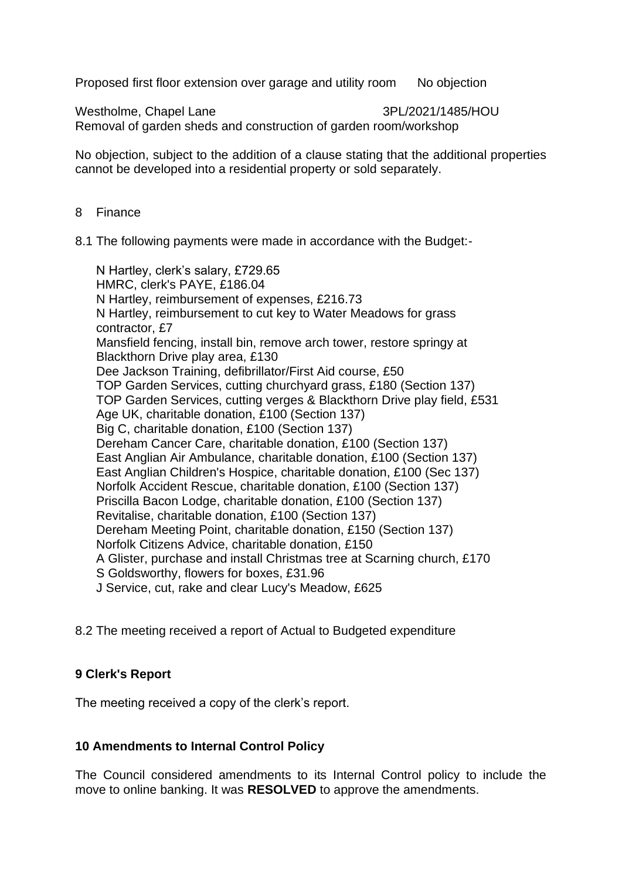Proposed first floor extension over garage and utility room No objection

Westholme, Chapel Lane 3PL/2021/1485/HOU
Removal of garden sheds and construction of garden room/workshop

No objection, subject to the addition of a clause stating that the additional properties cannot be developed into a residential property or sold separately.

8 Finance

8.1 The following payments were made in accordance with the Budget:-

N Hartley, clerk's salary, £729.65
HMRC, clerk's PAYE, £186.04
N Hartley, reimbursement of expenses, £216.73
N Hartley, reimbursement to cut key to Water Meadows for grass contractor, £7
Mansfield fencing, install bin, remove arch tower, restore springy at Blackthorn Drive play area, £130
Dee Jackson Training, defibrillator/First Aid course, £50
TOP Garden Services, cutting churchyard grass, £180 (Section 137)
TOP Garden Services, cutting verges & Blackthorn Drive play field, £531
Age UK, charitable donation, £100 (Section 137)
Big C, charitable donation, £100 (Section 137)
Dereham Cancer Care, charitable donation, £100 (Section 137)
East Anglian Air Ambulance, charitable donation, £100 (Section 137)
East Anglian Children's Hospice, charitable donation, £100 (Sec 137)
Norfolk Accident Rescue, charitable donation, £100 (Section 137)
Priscilla Bacon Lodge, charitable donation, £100 (Section 137)
Revitalise, charitable donation, £100 (Section 137)
Dereham Meeting Point, charitable donation, £150 (Section 137)
Norfolk Citizens Advice, charitable donation, £150
A Glister, purchase and install Christmas tree at Scarning church, £170
S Goldsworthy, flowers for boxes, £31.96
J Service, cut, rake and clear Lucy's Meadow, £625

8.2 The meeting received a report of Actual to Budgeted expenditure

**9 Clerk's Report**

The meeting received a copy of the clerk's report.

**10 Amendments to Internal Control Policy**

The Council considered amendments to its Internal Control policy to include the move to online banking. It was **RESOLVED** to approve the amendments.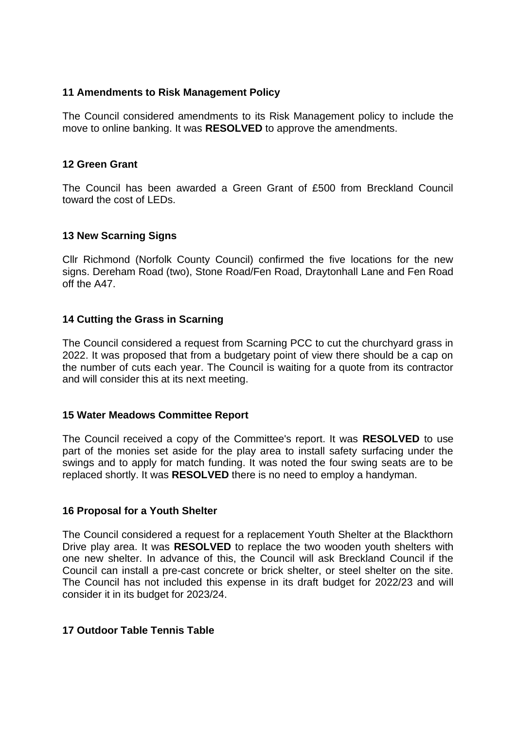### 11 Amendments to Risk Management Policy

The Council considered amendments to its Risk Management policy to include the move to online banking. It was **RESOLVED** to approve the amendments.

### 12 Green Grant

The Council has been awarded a Green Grant of £500 from Breckland Council toward the cost of LEDs.

### 13 New Scarning Signs

Cllr Richmond (Norfolk County Council) confirmed the five locations for the new signs. Dereham Road (two), Stone Road/Fen Road, Draytonhall Lane and Fen Road off the A47.

### 14 Cutting the Grass in Scarning

The Council considered a request from Scarning PCC to cut the churchyard grass in 2022. It was proposed that from a budgetary point of view there should be a cap on the number of cuts each year. The Council is waiting for a quote from its contractor and will consider this at its next meeting.

### 15 Water Meadows Committee Report

The Council received a copy of the Committee's report. It was **RESOLVED** to use part of the monies set aside for the play area to install safety surfacing under the swings and to apply for match funding. It was noted the four swing seats are to be replaced shortly. It was **RESOLVED** there is no need to employ a handyman.

### 16 Proposal for a Youth Shelter

The Council considered a request for a replacement Youth Shelter at the Blackthorn Drive play area. It was **RESOLVED** to replace the two wooden youth shelters with one new shelter. In advance of this, the Council will ask Breckland Council if the Council can install a pre-cast concrete or brick shelter, or steel shelter on the site. The Council has not included this expense in its draft budget for 2022/23 and will consider it in its budget for 2023/24.

### 17 Outdoor Table Tennis Table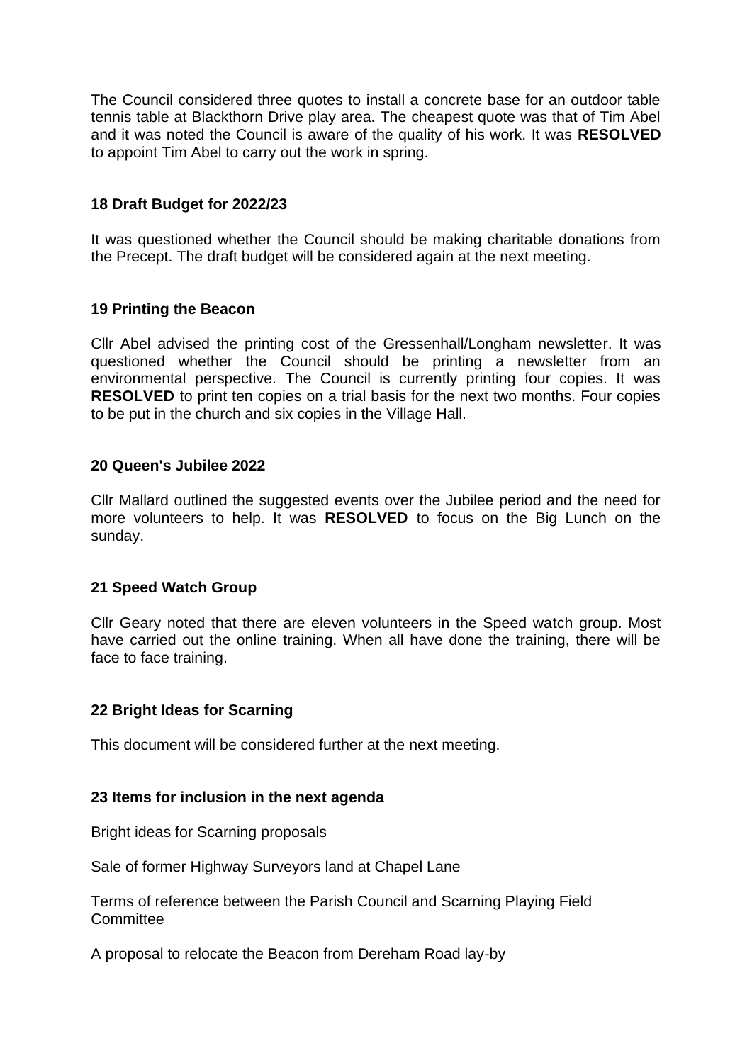The Council considered three quotes to install a concrete base for an outdoor table tennis table at Blackthorn Drive play area. The cheapest quote was that of Tim Abel and it was noted the Council is aware of the quality of his work. It was **RESOLVED** to appoint Tim Abel to carry out the work in spring.

### 18 Draft Budget for 2022/23

It was questioned whether the Council should be making charitable donations from the Precept. The draft budget will be considered again at the next meeting.

### 19 Printing the Beacon

Cllr Abel advised the printing cost of the Gressenhall/Longham newsletter. It was questioned whether the Council should be printing a newsletter from an environmental perspective. The Council is currently printing four copies. It was **RESOLVED** to print ten copies on a trial basis for the next two months. Four copies to be put in the church and six copies in the Village Hall.

### 20 Queen's Jubilee 2022

Cllr Mallard outlined the suggested events over the Jubilee period and the need for more volunteers to help. It was **RESOLVED** to focus on the Big Lunch on the sunday.

### 21 Speed Watch Group

Cllr Geary noted that there are eleven volunteers in the Speed watch group. Most have carried out the online training. When all have done the training, there will be face to face training.

### 22 Bright Ideas for Scarning

This document will be considered further at the next meeting.

### 23 Items for inclusion in the next agenda

Bright ideas for Scarning proposals

Sale of former Highway Surveyors land at Chapel Lane

Terms of reference between the Parish Council and Scarning Playing Field Committee

A proposal to relocate the Beacon from Dereham Road lay-by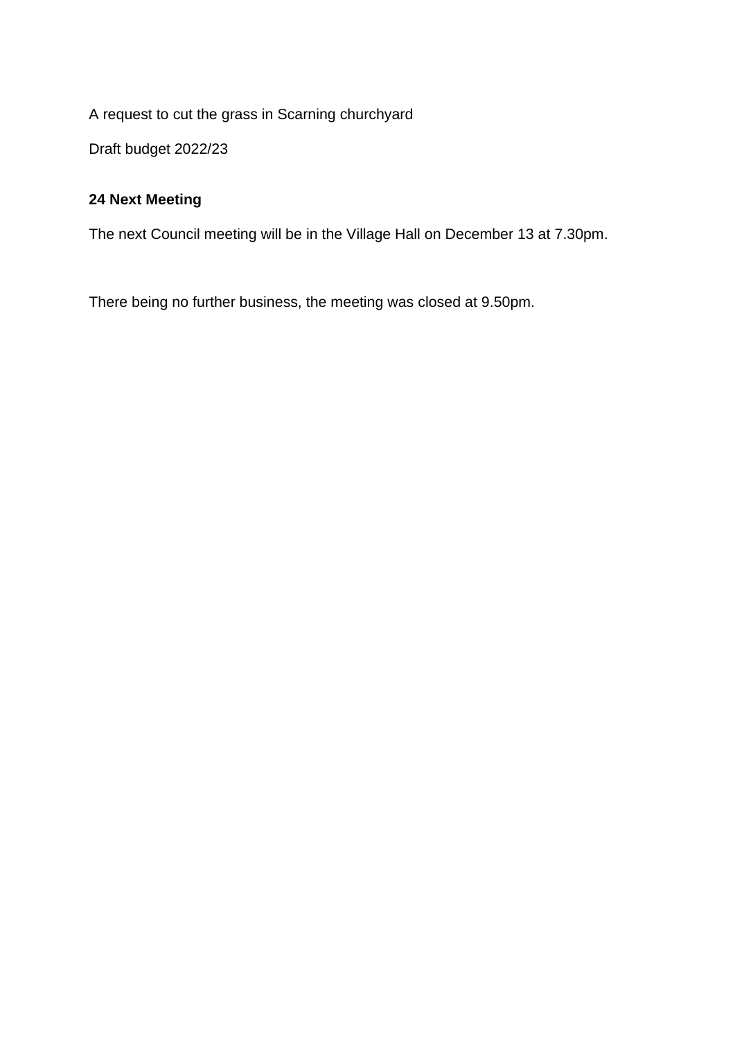A request to cut the grass in Scarning churchyard

Draft budget 2022/23

**24 Next Meeting**

The next Council meeting will be in the Village Hall on December 13 at 7.30pm.

There being no further business, the meeting was closed at 9.50pm.